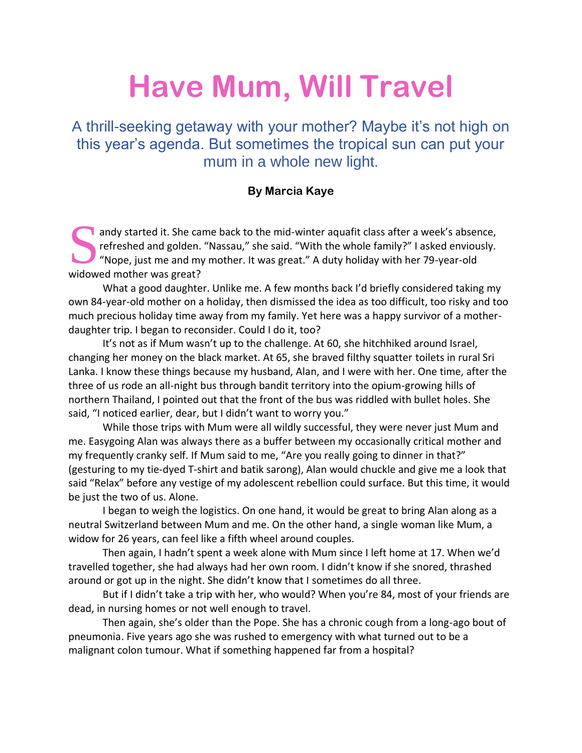# Have Mum, Will Travel

## A thrill-seeking getaway with your mother? Maybe it's not high on this year's agenda. But sometimes the tropical sun can put your mum in a whole new light.

**By Marcia Kaye**

Sandy started it. She came back to the mid-winter aquafit class after a week's absence, refreshed and golden. "Nassau," she said. "With the whole family?" I asked enviously. "Nope, just me and my mother. It was great." A duty holiday with her 79-year-old widowed mother was great?

What a good daughter. Unlike me. A few months back I'd briefly considered taking my own 84-year-old mother on a holiday, then dismissed the idea as too difficult, too risky and too much precious holiday time away from my family. Yet here was a happy survivor of a mother-daughter trip. I began to reconsider. Could I do it, too?

It's not as if Mum wasn't up to the challenge. At 60, she hitchhiked around Israel, changing her money on the black market. At 65, she braved filthy squatter toilets in rural Sri Lanka. I know these things because my husband, Alan, and I were with her. One time, after the three of us rode an all-night bus through bandit territory into the opium-growing hills of northern Thailand, I pointed out that the front of the bus was riddled with bullet holes. She said, "I noticed earlier, dear, but I didn't want to worry you."

While those trips with Mum were all wildly successful, they were never just Mum and me. Easygoing Alan was always there as a buffer between my occasionally critical mother and my frequently cranky self. If Mum said to me, "Are you really going to dinner in that?" (gesturing to my tie-dyed T-shirt and batik sarong), Alan would chuckle and give me a look that said "Relax" before any vestige of my adolescent rebellion could surface. But this time, it would be just the two of us. Alone.

I began to weigh the logistics. On one hand, it would be great to bring Alan along as a neutral Switzerland between Mum and me. On the other hand, a single woman like Mum, a widow for 26 years, can feel like a fifth wheel around couples.

Then again, I hadn't spent a week alone with Mum since I left home at 17. When we'd travelled together, she had always had her own room. I didn't know if she snored, thrashed around or got up in the night. She didn't know that I sometimes do all three.

But if I didn't take a trip with her, who would? When you're 84, most of your friends are dead, in nursing homes or not well enough to travel.

Then again, she's older than the Pope. She has a chronic cough from a long-ago bout of pneumonia. Five years ago she was rushed to emergency with what turned out to be a malignant colon tumour. What if something happened far from a hospital?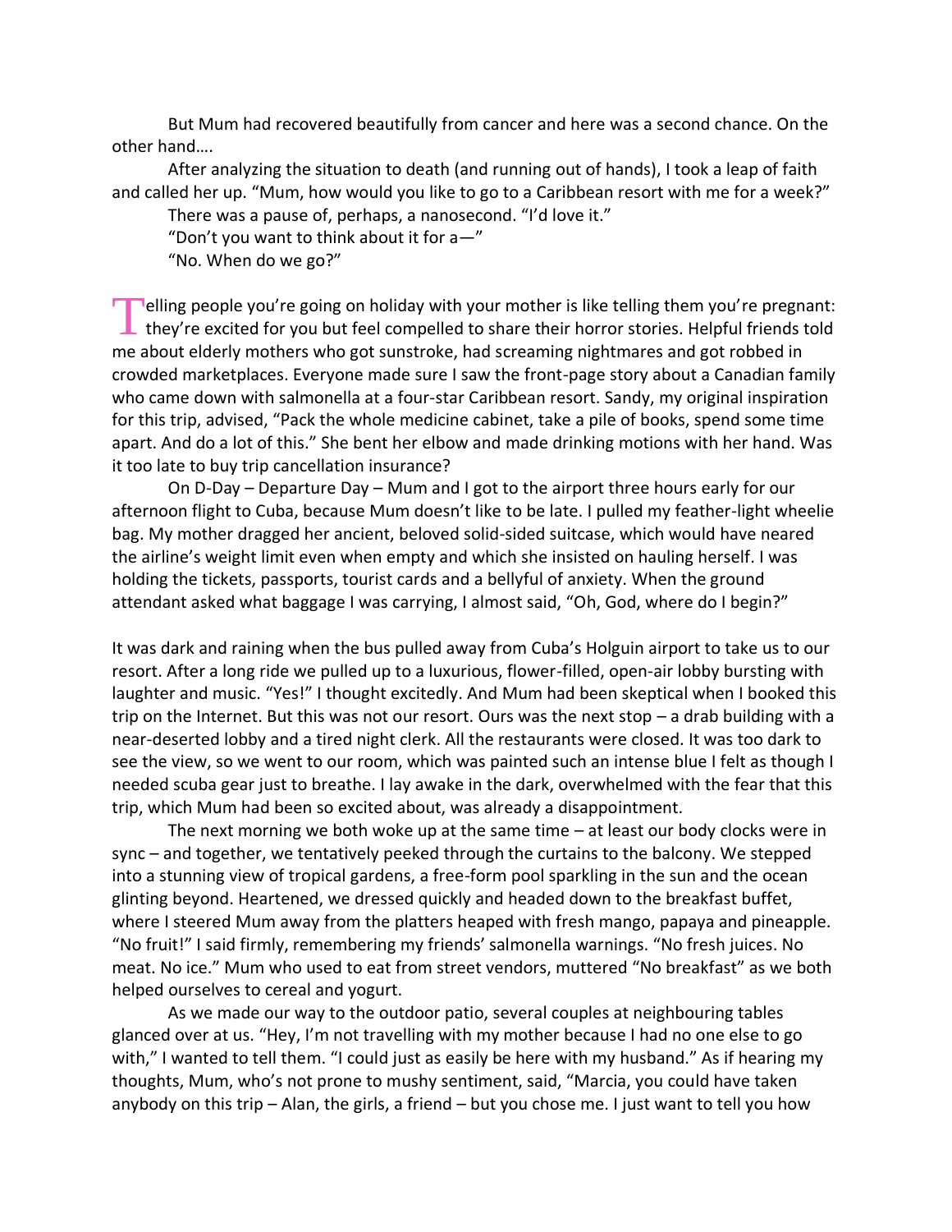But Mum had recovered beautifully from cancer and here was a second chance. On the other hand….

After analyzing the situation to death (and running out of hands), I took a leap of faith and called her up. "Mum, how would you like to go to a Caribbean resort with me for a week?"

There was a pause of, perhaps, a nanosecond. "I'd love it."

"Don't you want to think about it for a—"

"No. When do we go?"

Telling people you're going on holiday with your mother is like telling them you're pregnant: they're excited for you but feel compelled to share their horror stories. Helpful friends told me about elderly mothers who got sunstroke, had screaming nightmares and got robbed in crowded marketplaces. Everyone made sure I saw the front-page story about a Canadian family who came down with salmonella at a four-star Caribbean resort. Sandy, my original inspiration for this trip, advised, "Pack the whole medicine cabinet, take a pile of books, spend some time apart. And do a lot of this." She bent her elbow and made drinking motions with her hand. Was it too late to buy trip cancellation insurance?

On D-Day – Departure Day – Mum and I got to the airport three hours early for our afternoon flight to Cuba, because Mum doesn't like to be late. I pulled my feather-light wheelie bag. My mother dragged her ancient, beloved solid-sided suitcase, which would have neared the airline's weight limit even when empty and which she insisted on hauling herself. I was holding the tickets, passports, tourist cards and a bellyful of anxiety. When the ground attendant asked what baggage I was carrying, I almost said, "Oh, God, where do I begin?"

It was dark and raining when the bus pulled away from Cuba's Holguin airport to take us to our resort. After a long ride we pulled up to a luxurious, flower-filled, open-air lobby bursting with laughter and music. "Yes!" I thought excitedly. And Mum had been skeptical when I booked this trip on the Internet. But this was not our resort. Ours was the next stop – a drab building with a near-deserted lobby and a tired night clerk. All the restaurants were closed. It was too dark to see the view, so we went to our room, which was painted such an intense blue I felt as though I needed scuba gear just to breathe. I lay awake in the dark, overwhelmed with the fear that this trip, which Mum had been so excited about, was already a disappointment.

The next morning we both woke up at the same time – at least our body clocks were in sync – and together, we tentatively peeked through the curtains to the balcony. We stepped into a stunning view of tropical gardens, a free-form pool sparkling in the sun and the ocean glinting beyond. Heartened, we dressed quickly and headed down to the breakfast buffet, where I steered Mum away from the platters heaped with fresh mango, papaya and pineapple. "No fruit!" I said firmly, remembering my friends' salmonella warnings. "No fresh juices. No meat. No ice." Mum who used to eat from street vendors, muttered "No breakfast" as we both helped ourselves to cereal and yogurt.

As we made our way to the outdoor patio, several couples at neighbouring tables glanced over at us. "Hey, I'm not travelling with my mother because I had no one else to go with," I wanted to tell them. "I could just as easily be here with my husband." As if hearing my thoughts, Mum, who's not prone to mushy sentiment, said, "Marcia, you could have taken anybody on this trip – Alan, the girls, a friend – but you chose me. I just want to tell you how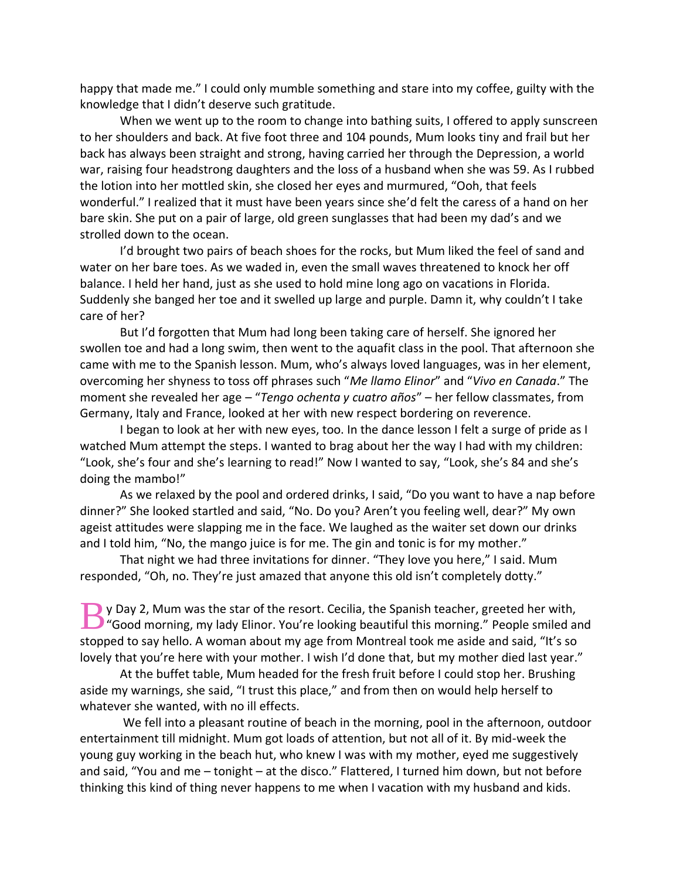happy that made me." I could only mumble something and stare into my coffee, guilty with the knowledge that I didn't deserve such gratitude.

When we went up to the room to change into bathing suits, I offered to apply sunscreen to her shoulders and back. At five foot three and 104 pounds, Mum looks tiny and frail but her back has always been straight and strong, having carried her through the Depression, a world war, raising four headstrong daughters and the loss of a husband when she was 59. As I rubbed the lotion into her mottled skin, she closed her eyes and murmured, "Ooh, that feels wonderful." I realized that it must have been years since she'd felt the caress of a hand on her bare skin. She put on a pair of large, old green sunglasses that had been my dad's and we strolled down to the ocean.

I'd brought two pairs of beach shoes for the rocks, but Mum liked the feel of sand and water on her bare toes. As we waded in, even the small waves threatened to knock her off balance. I held her hand, just as she used to hold mine long ago on vacations in Florida. Suddenly she banged her toe and it swelled up large and purple. Damn it, why couldn't I take care of her?

But I'd forgotten that Mum had long been taking care of herself. She ignored her swollen toe and had a long swim, then went to the aquafit class in the pool. That afternoon she came with me to the Spanish lesson. Mum, who's always loved languages, was in her element, overcoming her shyness to toss off phrases such "*Me llamo Elinor*" and "*Vivo en Canada*." The moment she revealed her age – "*Tengo ochenta y cuatro años*" – her fellow classmates, from Germany, Italy and France, looked at her with new respect bordering on reverence.

I began to look at her with new eyes, too. In the dance lesson I felt a surge of pride as I watched Mum attempt the steps. I wanted to brag about her the way I had with my children: "Look, she's four and she's learning to read!" Now I wanted to say, "Look, she's 84 and she's doing the mambo!"

As we relaxed by the pool and ordered drinks, I said, "Do you want to have a nap before dinner?" She looked startled and said, "No. Do you? Aren't you feeling well, dear?" My own ageist attitudes were slapping me in the face. We laughed as the waiter set down our drinks and I told him, "No, the mango juice is for me. The gin and tonic is for my mother."

That night we had three invitations for dinner. "They love you here," I said. Mum responded, "Oh, no. They're just amazed that anyone this old isn't completely dotty."

By Day 2, Mum was the star of the resort. Cecilia, the Spanish teacher, greeted her with, "Good morning, my lady Elinor. You're looking beautiful this morning." People smiled and stopped to say hello. A woman about my age from Montreal took me aside and said, "It's so lovely that you're here with your mother. I wish I'd done that, but my mother died last year."

At the buffet table, Mum headed for the fresh fruit before I could stop her. Brushing aside my warnings, she said, "I trust this place," and from then on would help herself to whatever she wanted, with no ill effects.

We fell into a pleasant routine of beach in the morning, pool in the afternoon, outdoor entertainment till midnight. Mum got loads of attention, but not all of it. By mid-week the young guy working in the beach hut, who knew I was with my mother, eyed me suggestively and said, "You and me – tonight – at the disco." Flattered, I turned him down, but not before thinking this kind of thing never happens to me when I vacation with my husband and kids.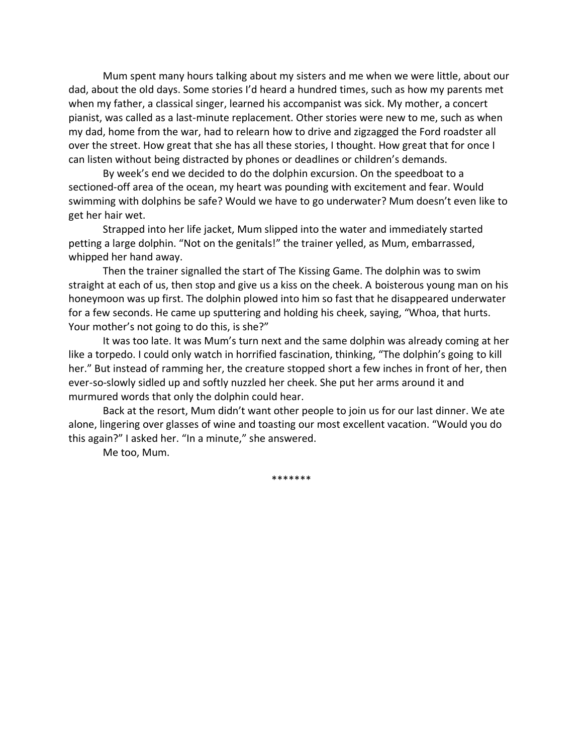Mum spent many hours talking about my sisters and me when we were little, about our dad, about the old days. Some stories I'd heard a hundred times, such as how my parents met when my father, a classical singer, learned his accompanist was sick. My mother, a concert pianist, was called as a last-minute replacement. Other stories were new to me, such as when my dad, home from the war, had to relearn how to drive and zigzagged the Ford roadster all over the street. How great that she has all these stories, I thought. How great that for once I can listen without being distracted by phones or deadlines or children's demands.

By week's end we decided to do the dolphin excursion. On the speedboat to a sectioned-off area of the ocean, my heart was pounding with excitement and fear. Would swimming with dolphins be safe? Would we have to go underwater? Mum doesn't even like to get her hair wet.

Strapped into her life jacket, Mum slipped into the water and immediately started petting a large dolphin. "Not on the genitals!" the trainer yelled, as Mum, embarrassed, whipped her hand away.

Then the trainer signalled the start of The Kissing Game. The dolphin was to swim straight at each of us, then stop and give us a kiss on the cheek. A boisterous young man on his honeymoon was up first. The dolphin plowed into him so fast that he disappeared underwater for a few seconds. He came up sputtering and holding his cheek, saying, "Whoa, that hurts. Your mother's not going to do this, is she?"

It was too late. It was Mum's turn next and the same dolphin was already coming at her like a torpedo. I could only watch in horrified fascination, thinking, "The dolphin's going to kill her." But instead of ramming her, the creature stopped short a few inches in front of her, then ever-so-slowly sidled up and softly nuzzled her cheek. She put her arms around it and murmured words that only the dolphin could hear.

Back at the resort, Mum didn't want other people to join us for our last dinner. We ate alone, lingering over glasses of wine and toasting our most excellent vacation. "Would you do this again?" I asked her. "In a minute," she answered.

Me too, Mum.

*******